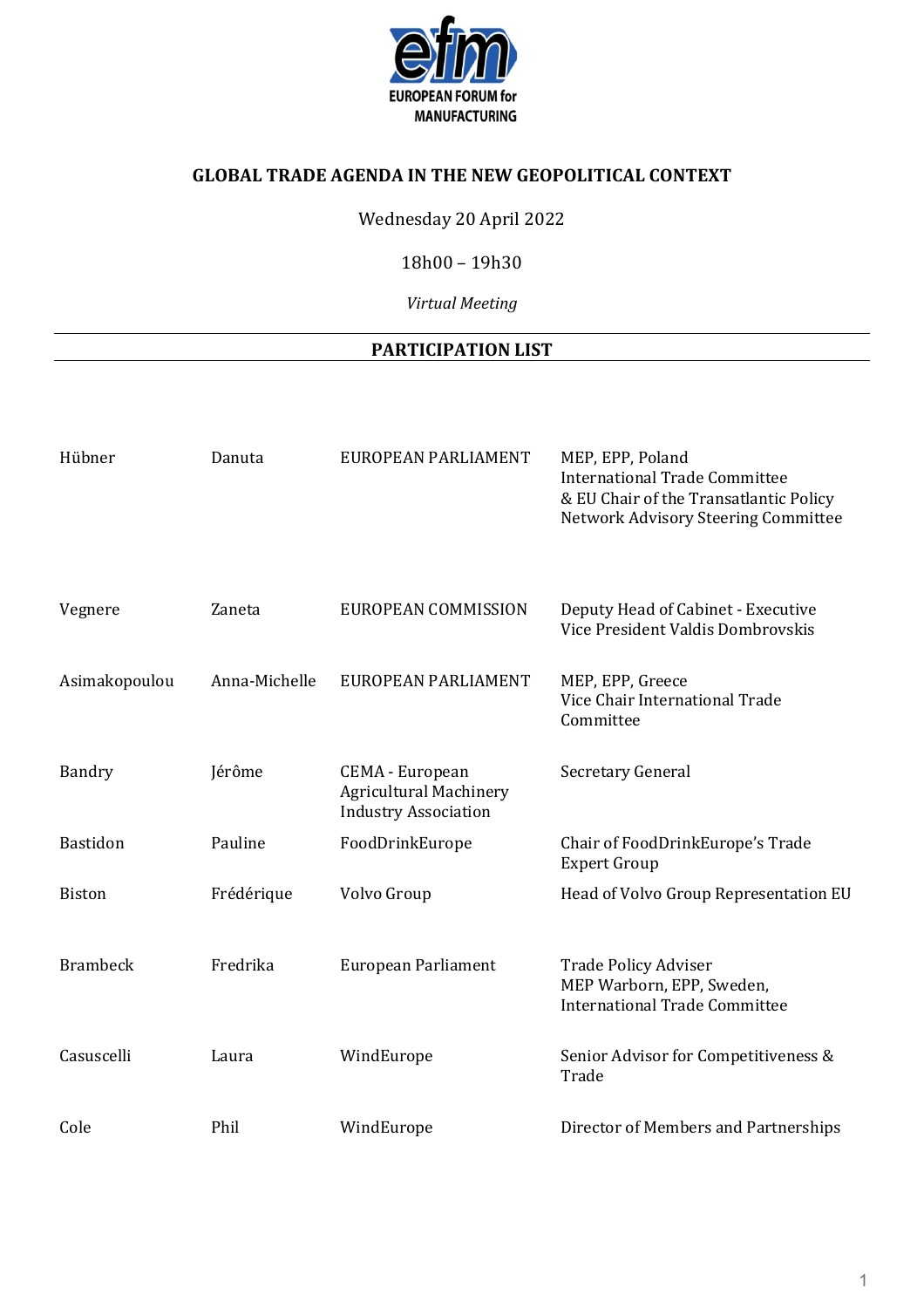EUROPEAN FORUM for MANUFACTURING

**GLOBAL TRADE AGENDA IN THE NEW GEOPOLITICAL CONTEXT**

Wednesday 20 April 2022

18h00 – 19h30

*Virtual Meeting*

**PARTICIPATION LIST**

| | | | |
|---|---|---|---|
| Hübner | Danuta | EUROPEAN PARLIAMENT | MEP, EPP, Poland<br>International Trade Committee<br>& EU Chair of the Transatlantic Policy Network Advisory Steering Committee |
| Vegnere | Zaneta | EUROPEAN COMMISSION | Deputy Head of Cabinet - Executive Vice President Valdis Dombrovskis |
| Asimakopoulou | Anna-Michelle | EUROPEAN PARLIAMENT | MEP, EPP, Greece<br>Vice Chair International Trade Committee |
| Bandry | Jérôme | CEMA - European Agricultural Machinery Industry Association | Secretary General |
| Bastidon | Pauline | FoodDrinkEurope | Chair of FoodDrinkEurope's Trade Expert Group |
| Biston | Frédérique | Volvo Group | Head of Volvo Group Representation EU |
| Brambeck | Fredrika | European Parliament | Trade Policy Adviser<br>MEP Warborn, EPP, Sweden,<br>International Trade Committee |
| Casuscelli | Laura | WindEurope | Senior Advisor for Competitiveness & Trade |
| Cole | Phil | WindEurope | Director of Members and Partnerships |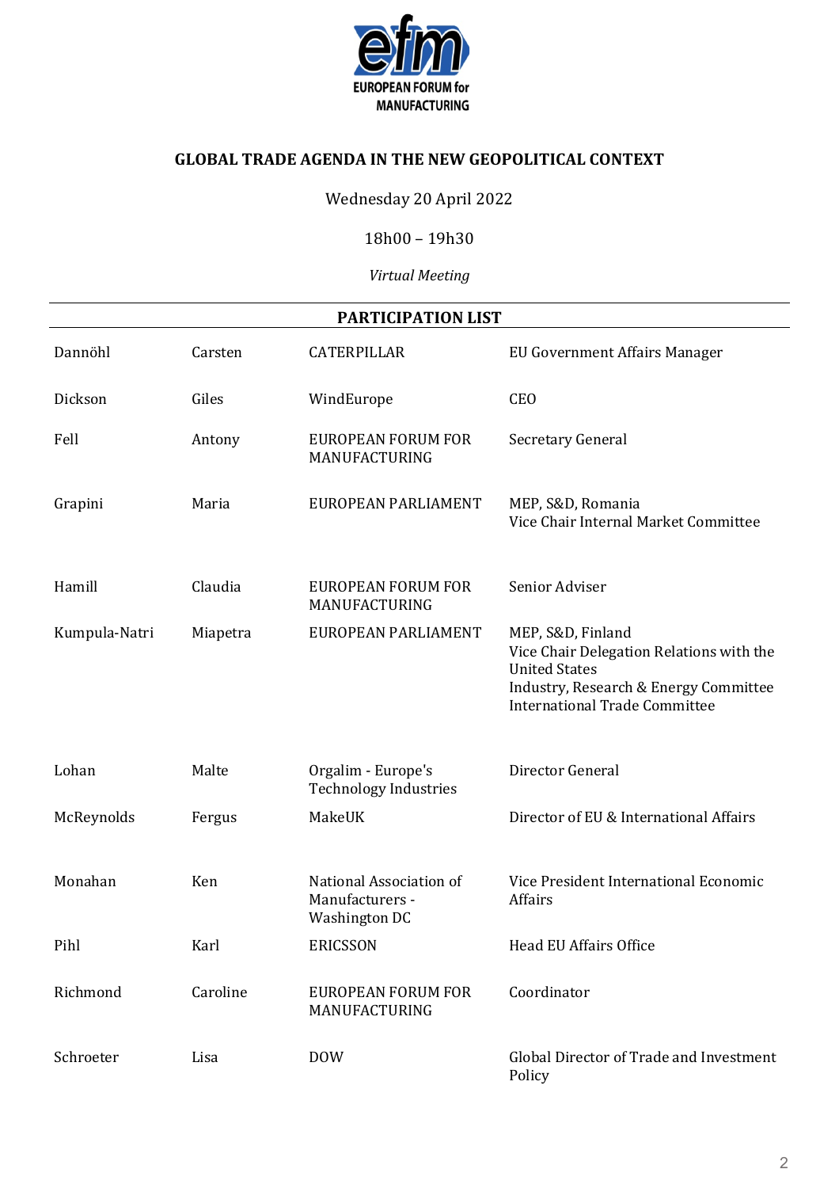**EUROPEAN FORUM for MANUFACTURING**

**GLOBAL TRADE AGENDA IN THE NEW GEOPOLITICAL CONTEXT**

Wednesday 20 April 2022

18h00 – 19h30

*Virtual Meeting*

**PARTICIPATION LIST**

| | | | |
|---|---|---|---|
| Dannöhl | Carsten | CATERPILLAR | EU Government Affairs Manager |
| Dickson | Giles | WindEurope | CEO |
| Fell | Antony | EUROPEAN FORUM FOR MANUFACTURING | Secretary General |
| Grapini | Maria | EUROPEAN PARLIAMENT | MEP, S&D, Romania<br>Vice Chair Internal Market Committee |
| Hamill | Claudia | EUROPEAN FORUM FOR MANUFACTURING | Senior Adviser |
| Kumpula-Natri | Miapetra | EUROPEAN PARLIAMENT | MEP, S&D, Finland<br>Vice Chair Delegation Relations with the United States<br>Industry, Research & Energy Committee<br>International Trade Committee |
| Lohan | Malte | Orgalim - Europe's Technology Industries | Director General |
| McReynolds | Fergus | MakeUK | Director of EU & International Affairs |
| Monahan | Ken | National Association of Manufacturers - Washington DC | Vice President International Economic Affairs |
| Pihl | Karl | ERICSSON | Head EU Affairs Office |
| Richmond | Caroline | EUROPEAN FORUM FOR MANUFACTURING | Coordinator |
| Schroeter | Lisa | DOW | Global Director of Trade and Investment Policy |